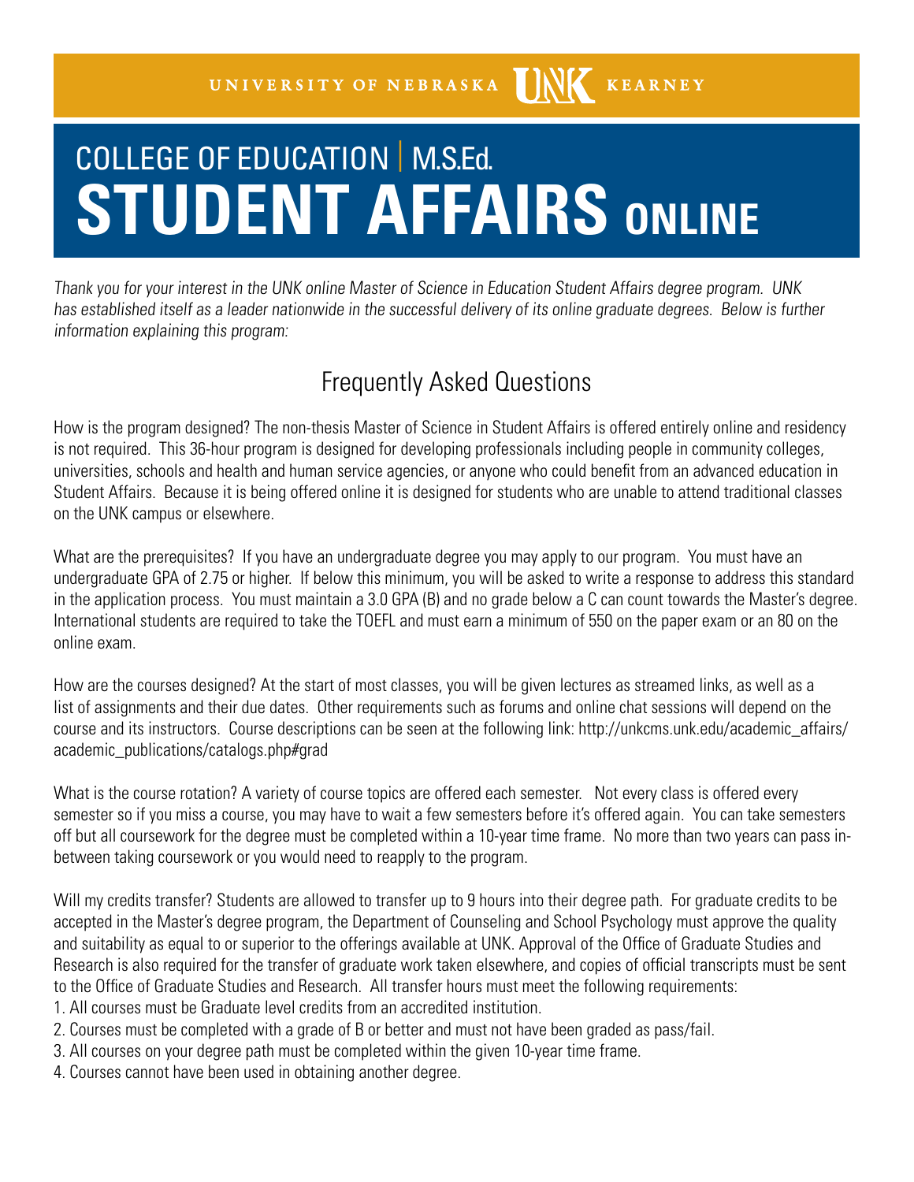UNIVERSITY OF NEBRASKA UNK KEARNEY

# COLLEGE OF EDUCATION | M.S.Ed. STUDENT AFFAIRS ONLINE

*Thank you for your interest in the UNK online Master of Science in Education Student Affairs degree program. UNK has established itself as a leader nationwide in the successful delivery of its online graduate degrees. Below is further information explaining this program:*

## Frequently Asked Questions

How is the program designed? The non-thesis Master of Science in Student Affairs is offered entirely online and residency is not required. This 36-hour program is designed for developing professionals including people in community colleges, universities, schools and health and human service agencies, or anyone who could benefit from an advanced education in Student Affairs. Because it is being offered online it is designed for students who are unable to attend traditional classes on the UNK campus or elsewhere.

What are the prerequisites? If you have an undergraduate degree you may apply to our program. You must have an undergraduate GPA of 2.75 or higher. If below this minimum, you will be asked to write a response to address this standard in the application process. You must maintain a 3.0 GPA (B) and no grade below a C can count towards the Master's degree. International students are required to take the TOEFL and must earn a minimum of 550 on the paper exam or an 80 on the online exam.

How are the courses designed? At the start of most classes, you will be given lectures as streamed links, as well as a list of assignments and their due dates. Other requirements such as forums and online chat sessions will depend on the course and its instructors. Course descriptions can be seen at the following link: http://unkcms.unk.edu/academic_affairs/academic_publications/catalogs.php#grad

What is the course rotation? A variety of course topics are offered each semester. Not every class is offered every semester so if you miss a course, you may have to wait a few semesters before it's offered again. You can take semesters off but all coursework for the degree must be completed within a 10-year time frame. No more than two years can pass in-between taking coursework or you would need to reapply to the program.

Will my credits transfer? Students are allowed to transfer up to 9 hours into their degree path. For graduate credits to be accepted in the Master's degree program, the Department of Counseling and School Psychology must approve the quality and suitability as equal to or superior to the offerings available at UNK. Approval of the Office of Graduate Studies and Research is also required for the transfer of graduate work taken elsewhere, and copies of official transcripts must be sent to the Office of Graduate Studies and Research. All transfer hours must meet the following requirements:

1. All courses must be Graduate level credits from an accredited institution.
2. Courses must be completed with a grade of B or better and must not have been graded as pass/fail.
3. All courses on your degree path must be completed within the given 10-year time frame.
4. Courses cannot have been used in obtaining another degree.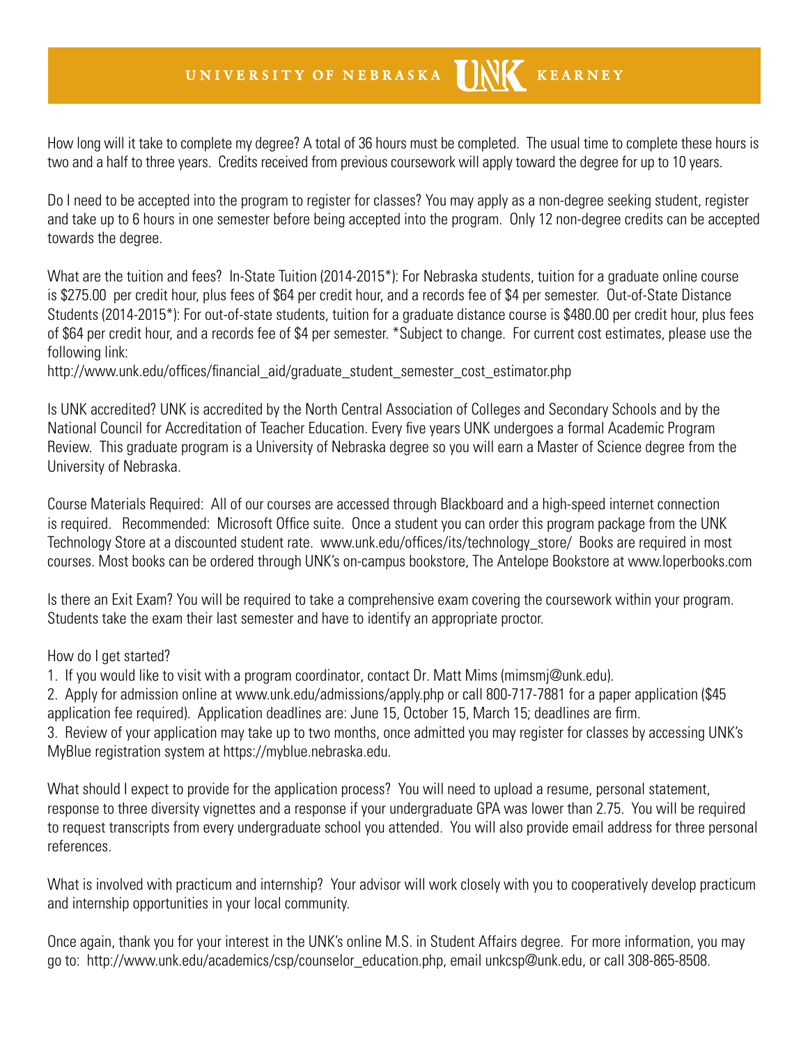UNIVERSITY OF NEBRASKA UNK KEARNEY

How long will it take to complete my degree? A total of 36 hours must be completed. The usual time to complete these hours is two and a half to three years. Credits received from previous coursework will apply toward the degree for up to 10 years.

Do I need to be accepted into the program to register for classes? You may apply as a non-degree seeking student, register and take up to 6 hours in one semester before being accepted into the program. Only 12 non-degree credits can be accepted towards the degree.

What are the tuition and fees? In-State Tuition (2014-2015*): For Nebraska students, tuition for a graduate online course is $275.00 per credit hour, plus fees of $64 per credit hour, and a records fee of $4 per semester. Out-of-State Distance Students (2014-2015*): For out-of-state students, tuition for a graduate distance course is $480.00 per credit hour, plus fees of $64 per credit hour, and a records fee of $4 per semester. *Subject to change. For current cost estimates, please use the following link:
http://www.unk.edu/offices/financial_aid/graduate_student_semester_cost_estimator.php

Is UNK accredited? UNK is accredited by the North Central Association of Colleges and Secondary Schools and by the National Council for Accreditation of Teacher Education. Every five years UNK undergoes a formal Academic Program Review. This graduate program is a University of Nebraska degree so you will earn a Master of Science degree from the University of Nebraska.

Course Materials Required: All of our courses are accessed through Blackboard and a high-speed internet connection is required. Recommended: Microsoft Office suite. Once a student you can order this program package from the UNK Technology Store at a discounted student rate. www.unk.edu/offices/its/technology_store/ Books are required in most courses. Most books can be ordered through UNK's on-campus bookstore, The Antelope Bookstore at www.loperbooks.com

Is there an Exit Exam? You will be required to take a comprehensive exam covering the coursework within your program. Students take the exam their last semester and have to identify an appropriate proctor.

How do I get started?

1. If you would like to visit with a program coordinator, contact Dr. Matt Mims (mimsmj@unk.edu).
2. Apply for admission online at www.unk.edu/admissions/apply.php or call 800-717-7881 for a paper application ($45 application fee required). Application deadlines are: June 15, October 15, March 15; deadlines are firm.
3. Review of your application may take up to two months, once admitted you may register for classes by accessing UNK's MyBlue registration system at https://myblue.nebraska.edu.

What should I expect to provide for the application process? You will need to upload a resume, personal statement, response to three diversity vignettes and a response if your undergraduate GPA was lower than 2.75. You will be required to request transcripts from every undergraduate school you attended. You will also provide email address for three personal references.

What is involved with practicum and internship? Your advisor will work closely with you to cooperatively develop practicum and internship opportunities in your local community.

Once again, thank you for your interest in the UNK's online M.S. in Student Affairs degree. For more information, you may go to: http://www.unk.edu/academics/csp/counselor_education.php, email unkcsp@unk.edu, or call 308-865-8508.